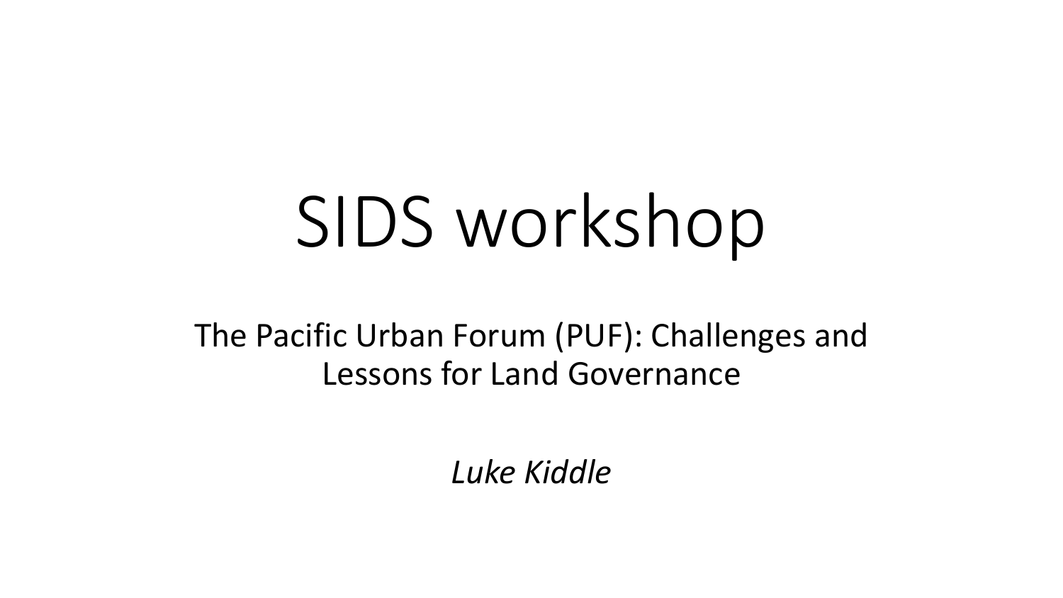# SIDS workshop

## The Pacific Urban Forum (PUF): Challenges and Lessons for Land Governance

*Luke Kiddle*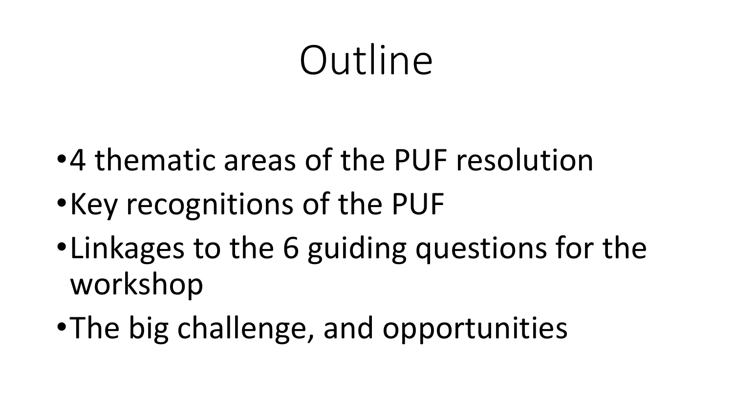# Outline

- 4 thematic areas of the PUF resolution
- Key recognitions of the PUF
- Linkages to the 6 guiding questions for the workshop
- The big challenge, and opportunities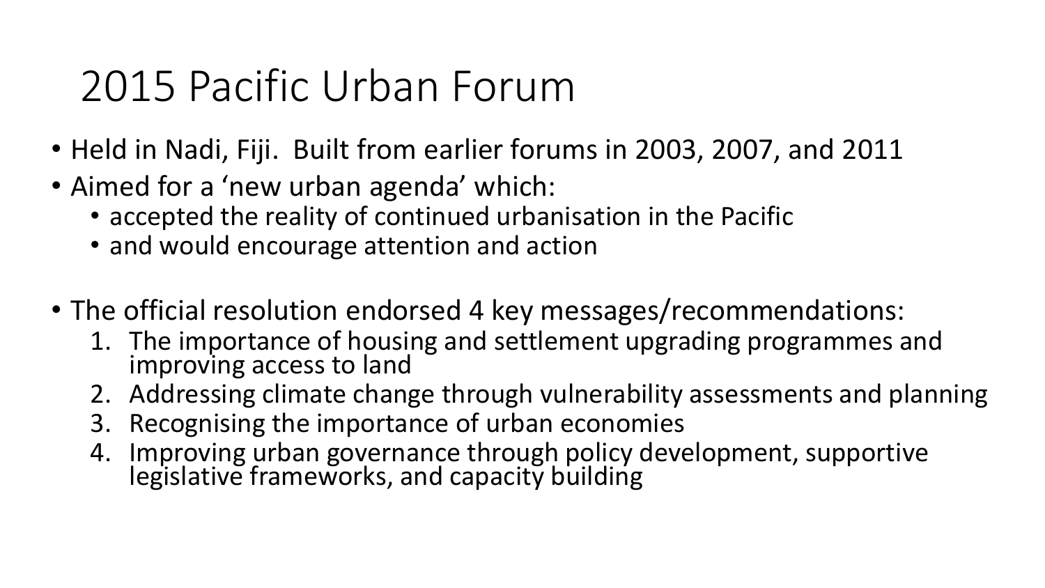# 2015 Pacific Urban Forum

- Held in Nadi, Fiji. Built from earlier forums in 2003, 2007, and 2011
- Aimed for a 'new urban agenda' which:
  - accepted the reality of continued urbanisation in the Pacific
  - and would encourage attention and action

- The official resolution endorsed 4 key messages/recommendations:
  1. The importance of housing and settlement upgrading programmes and improving access to land
  2. Addressing climate change through vulnerability assessments and planning
  3. Recognising the importance of urban economies
  4. Improving urban governance through policy development, supportive legislative frameworks, and capacity building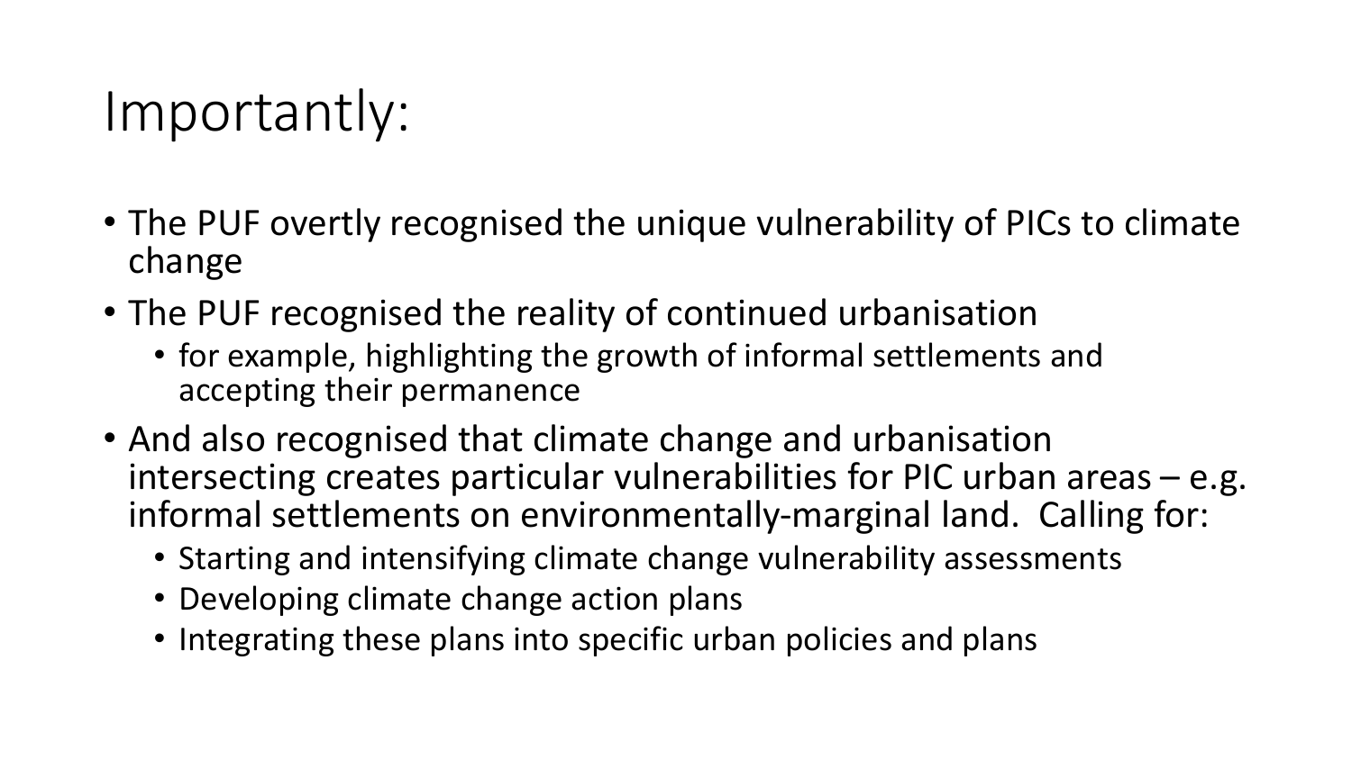# Importantly:

- The PUF overtly recognised the unique vulnerability of PICs to climate change
- The PUF recognised the reality of continued urbanisation
  - for example, highlighting the growth of informal settlements and accepting their permanence
- And also recognised that climate change and urbanisation intersecting creates particular vulnerabilities for PIC urban areas – e.g. informal settlements on environmentally-marginal land. Calling for:
  - Starting and intensifying climate change vulnerability assessments
  - Developing climate change action plans
  - Integrating these plans into specific urban policies and plans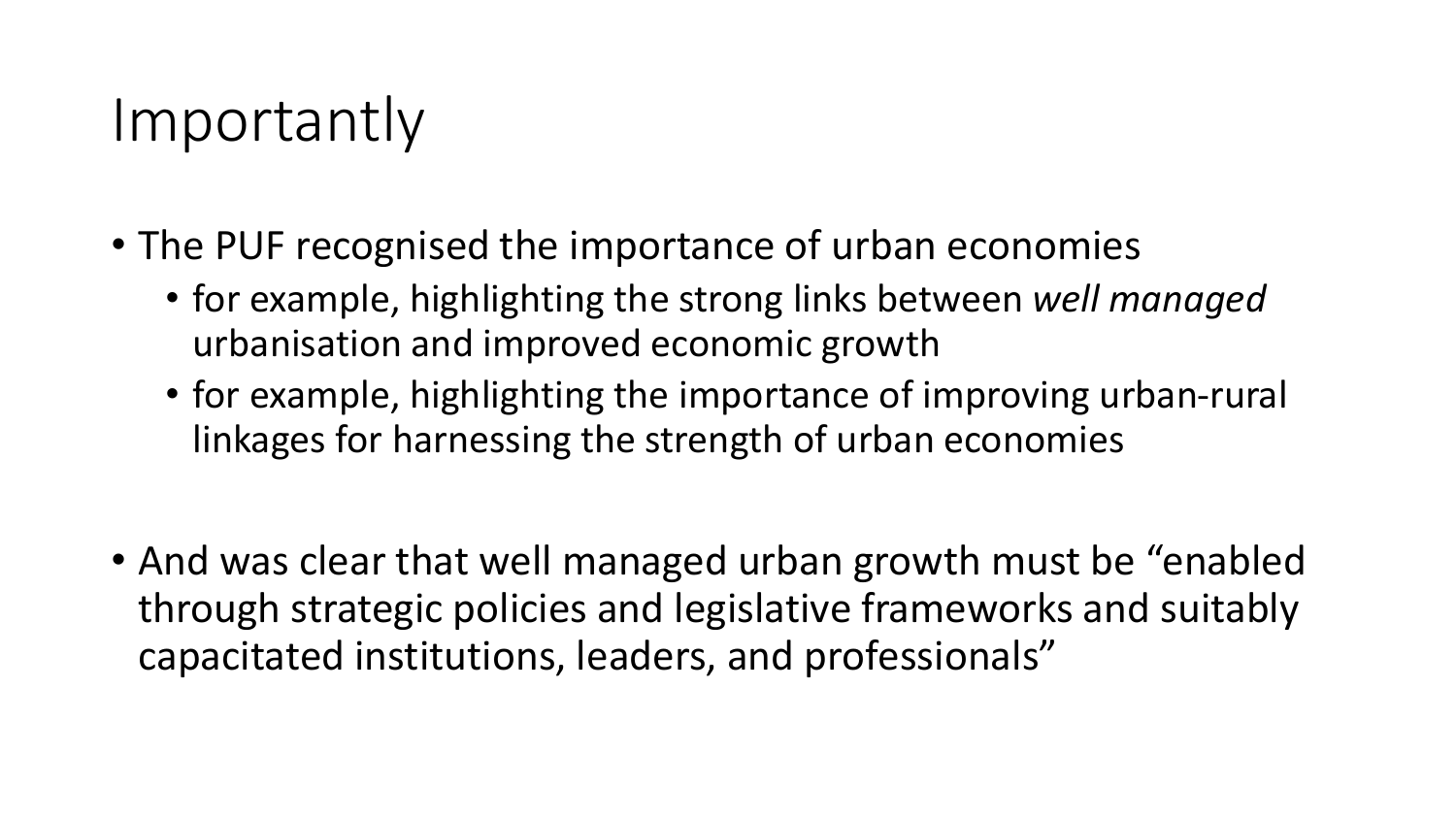# Importantly

- The PUF recognised the importance of urban economies
  - for example, highlighting the strong links between *well managed* urbanisation and improved economic growth
  - for example, highlighting the importance of improving urban-rural linkages for harnessing the strength of urban economies

- And was clear that well managed urban growth must be "enabled through strategic policies and legislative frameworks and suitably capacitated institutions, leaders, and professionals"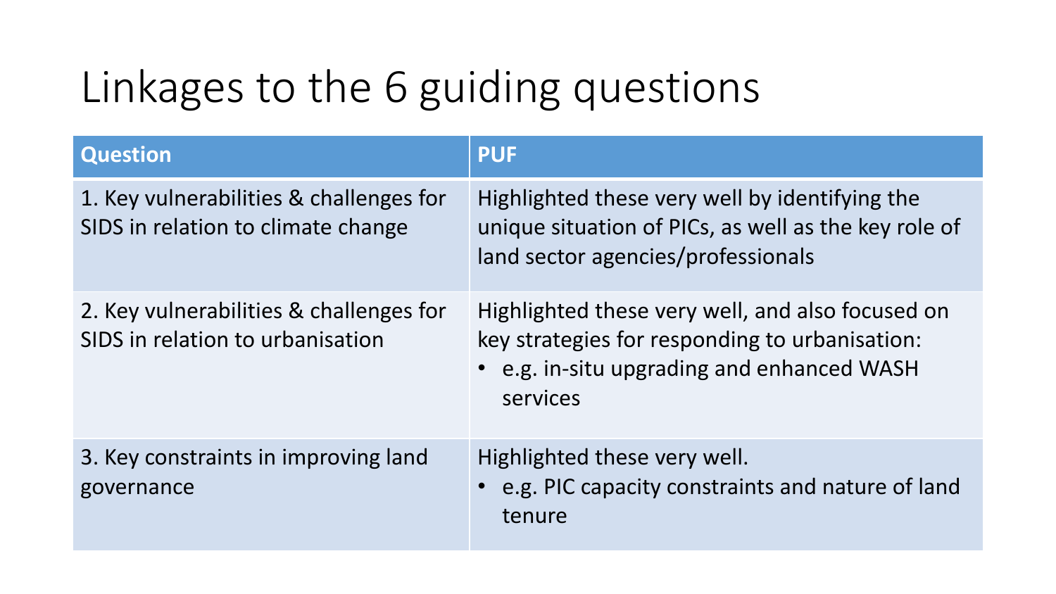# Linkages to the 6 guiding questions

| Question | PUF |
| --- | --- |
| 1. Key vulnerabilities & challenges for SIDS in relation to climate change | Highlighted these very well by identifying the unique situation of PICs, as well as the key role of land sector agencies/professionals |
| 2. Key vulnerabilities & challenges for SIDS in relation to urbanisation | Highlighted these very well, and also focused on key strategies for responding to urbanisation:<br>• e.g. in-situ upgrading and enhanced WASH services |
| 3. Key constraints in improving land governance | Highlighted these very well.<br>• e.g. PIC capacity constraints and nature of land tenure |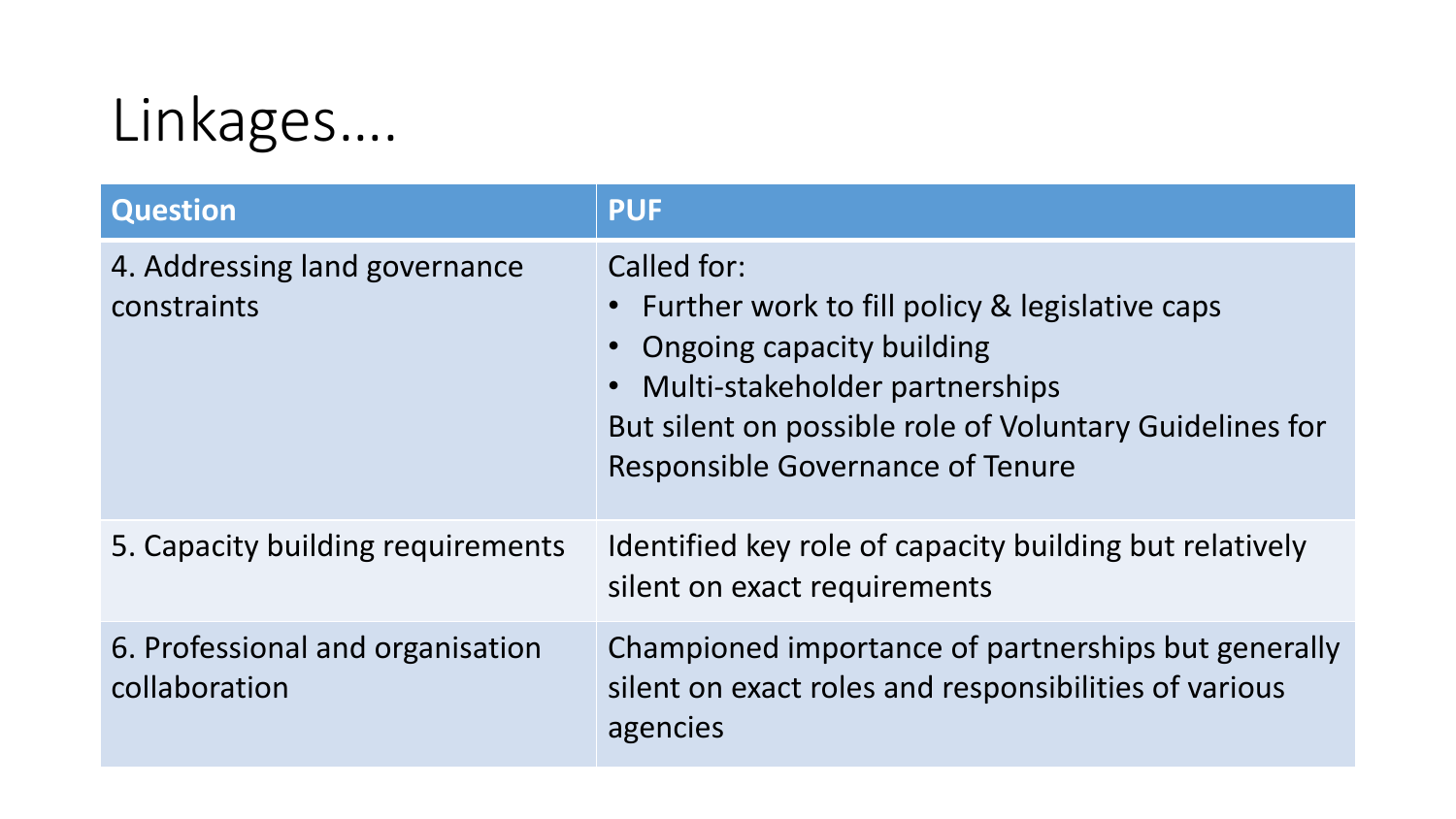# Linkages….

| Question | PUF |
| --- | --- |
| 4. Addressing land governance constraints | Called for:<br>• Further work to fill policy & legislative caps<br>• Ongoing capacity building<br>• Multi-stakeholder partnerships<br>But silent on possible role of Voluntary Guidelines for Responsible Governance of Tenure |
| 5. Capacity building requirements | Identified key role of capacity building but relatively silent on exact requirements |
| 6. Professional and organisation collaboration | Championed importance of partnerships but generally silent on exact roles and responsibilities of various agencies |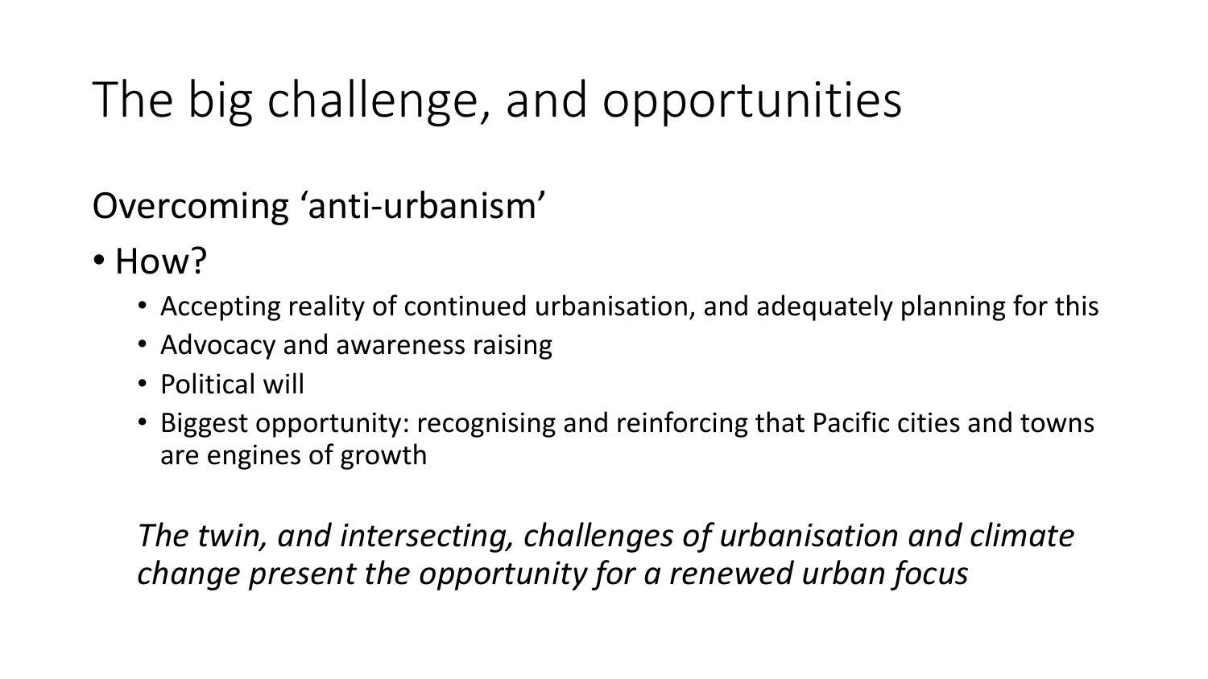# The big challenge, and opportunities

## Overcoming ‘anti-urbanism’

- How?
  - Accepting reality of continued urbanisation, and adequately planning for this
  - Advocacy and awareness raising
  - Political will
  - Biggest opportunity: recognising and reinforcing that Pacific cities and towns are engines of growth

*The twin, and intersecting, challenges of urbanisation and climate change present the opportunity for a renewed urban focus*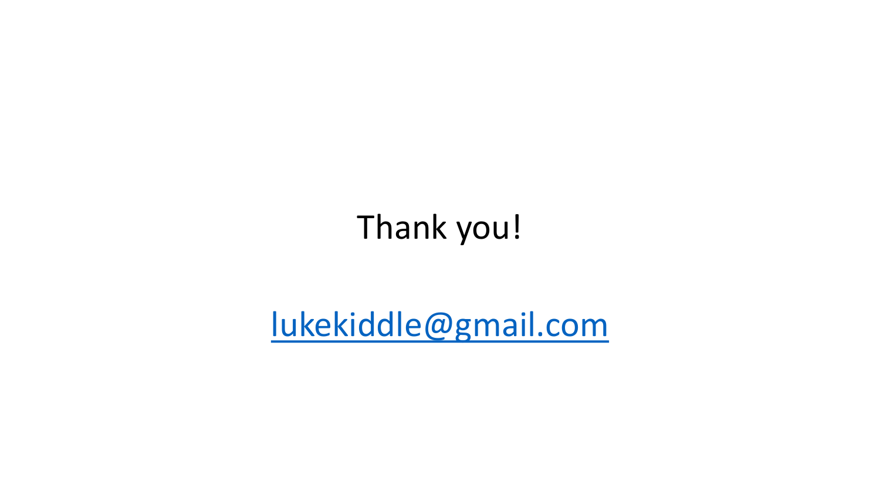Thank you!

lukekiddle@gmail.com